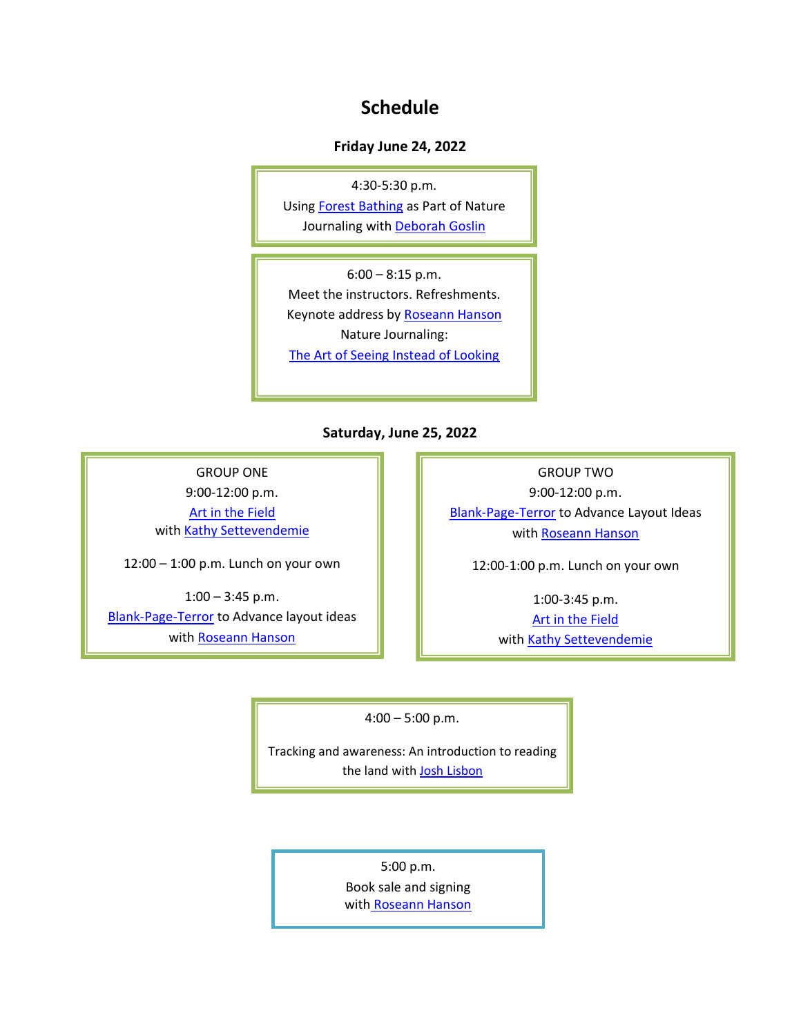# Schedule

**Friday June 24, 2022**

4:30-5:30 p.m.
Using Forest Bathing as Part of Nature Journaling with Deborah Goslin

6:00 – 8:15 p.m.
Meet the instructors. Refreshments.
Keynote address by Roseann Hanson
Nature Journaling:
The Art of Seeing Instead of Looking

**Saturday, June 25, 2022**

GROUP ONE
9:00-12:00 p.m.
Art in the Field
with Kathy Settevendemie

12:00 – 1:00 p.m. Lunch on your own

1:00 – 3:45 p.m.
Blank-Page-Terror to Advance layout ideas
with Roseann Hanson

GROUP TWO
9:00-12:00 p.m.
Blank-Page-Terror to Advance Layout Ideas
with Roseann Hanson

12:00-1:00 p.m. Lunch on your own

1:00-3:45 p.m.
Art in the Field
with Kathy Settevendemie

4:00 – 5:00 p.m.

Tracking and awareness: An introduction to reading the land with Josh Lisbon

5:00 p.m.
Book sale and signing
with Roseann Hanson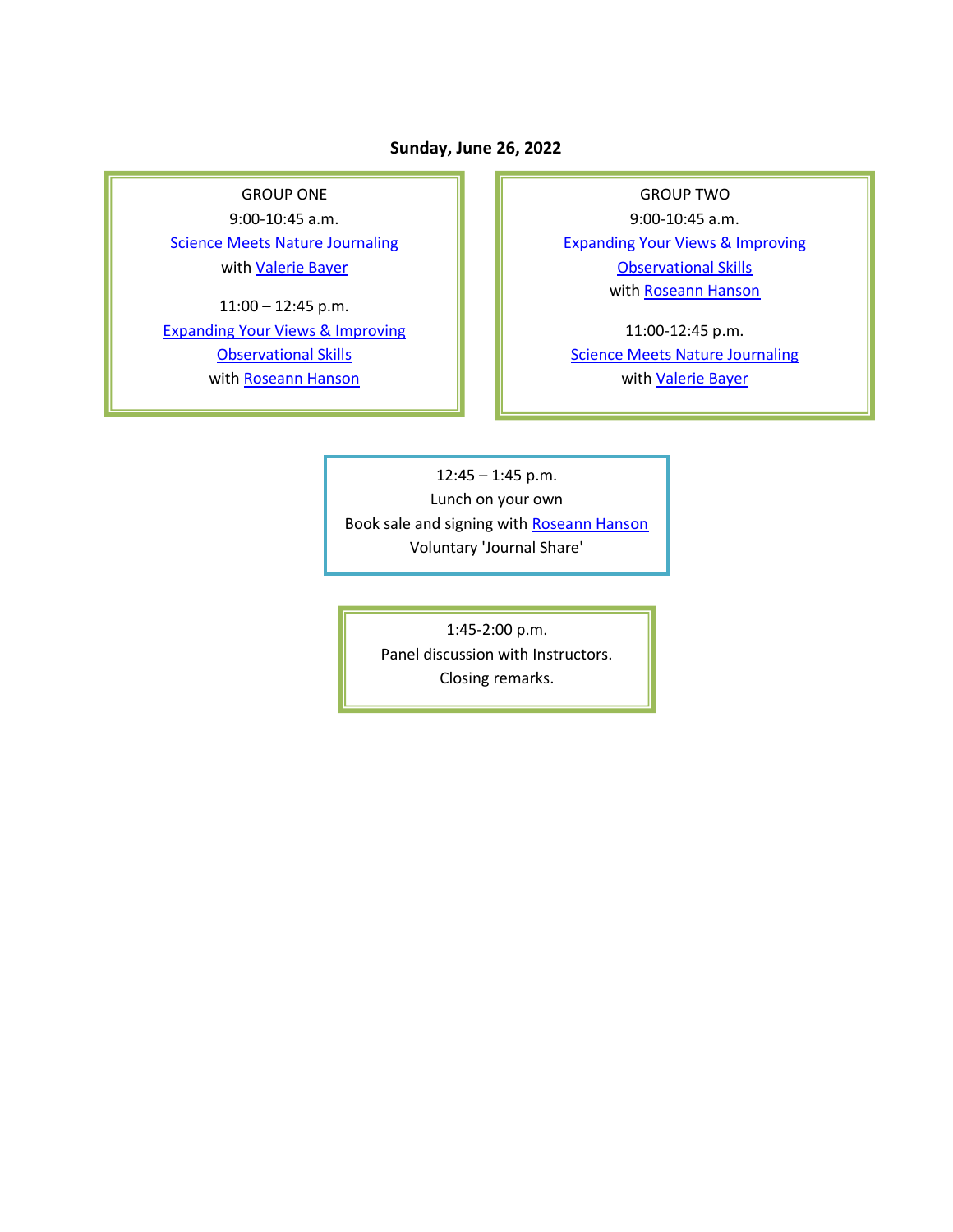**Sunday, June 26, 2022**

GROUP ONE

9:00-10:45 a.m.

Science Meets Nature Journaling

with Valerie Bayer

11:00 – 12:45 p.m.

Expanding Your Views & Improving Observational Skills

with Roseann Hanson

GROUP TWO

9:00-10:45 a.m.

Expanding Your Views & Improving Observational Skills

with Roseann Hanson

11:00-12:45 p.m.

Science Meets Nature Journaling

with Valerie Bayer

12:45 – 1:45 p.m.

Lunch on your own

Book sale and signing with Roseann Hanson

Voluntary 'Journal Share'

1:45-2:00 p.m.

Panel discussion with Instructors.

Closing remarks.